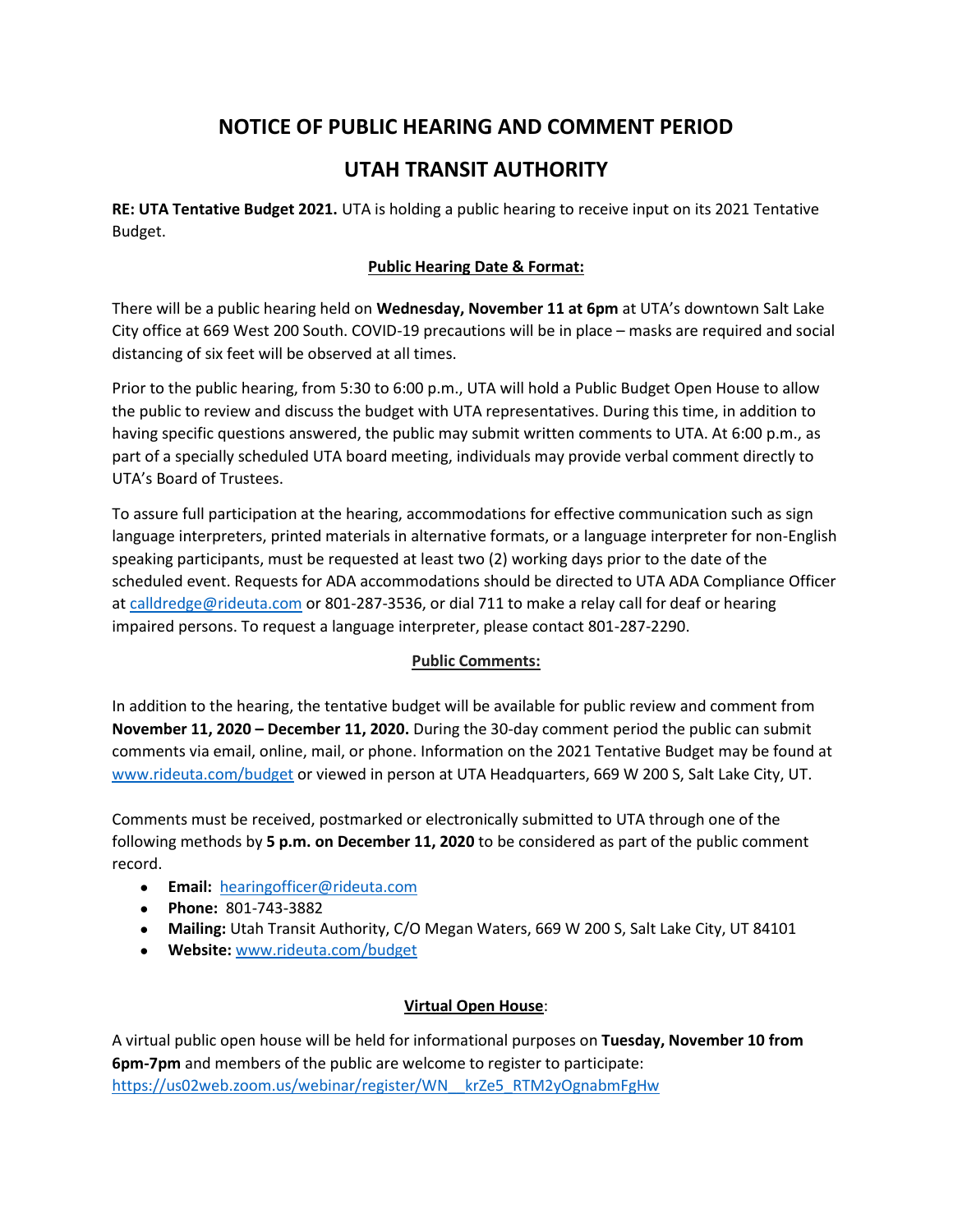# NOTICE OF PUBLIC HEARING AND COMMENT PERIOD

# UTAH TRANSIT AUTHORITY

**RE: UTA Tentative Budget 2021.** UTA is holding a public hearing to receive input on its 2021 Tentative Budget.

## Public Hearing Date & Format:

There will be a public hearing held on **Wednesday, November 11 at 6pm** at UTA's downtown Salt Lake City office at 669 West 200 South. COVID-19 precautions will be in place – masks are required and social distancing of six feet will be observed at all times.

Prior to the public hearing, from 5:30 to 6:00 p.m., UTA will hold a Public Budget Open House to allow the public to review and discuss the budget with UTA representatives. During this time, in addition to having specific questions answered, the public may submit written comments to UTA. At 6:00 p.m., as part of a specially scheduled UTA board meeting, individuals may provide verbal comment directly to UTA's Board of Trustees.

To assure full participation at the hearing, accommodations for effective communication such as sign language interpreters, printed materials in alternative formats, or a language interpreter for non-English speaking participants, must be requested at least two (2) working days prior to the date of the scheduled event. Requests for ADA accommodations should be directed to UTA ADA Compliance Officer at calldredge@rideuta.com or 801-287-3536, or dial 711 to make a relay call for deaf or hearing impaired persons. To request a language interpreter, please contact 801-287-2290.

## Public Comments:

In addition to the hearing, the tentative budget will be available for public review and comment from **November 11, 2020 – December 11, 2020.** During the 30-day comment period the public can submit comments via email, online, mail, or phone. Information on the 2021 Tentative Budget may be found at www.rideuta.com/budget or viewed in person at UTA Headquarters, 669 W 200 S, Salt Lake City, UT.

Comments must be received, postmarked or electronically submitted to UTA through one of the following methods by **5 p.m. on December 11, 2020** to be considered as part of the public comment record.

- **Email:** hearingofficer@rideuta.com
- **Phone:** 801-743-3882
- **Mailing:** Utah Transit Authority, C/O Megan Waters, 669 W 200 S, Salt Lake City, UT 84101
- **Website:** www.rideuta.com/budget

## Virtual Open House:

A virtual public open house will be held for informational purposes on **Tuesday, November 10 from 6pm-7pm** and members of the public are welcome to register to participate: https://us02web.zoom.us/webinar/register/WN__krZe5_RTM2yOgnabmFgHw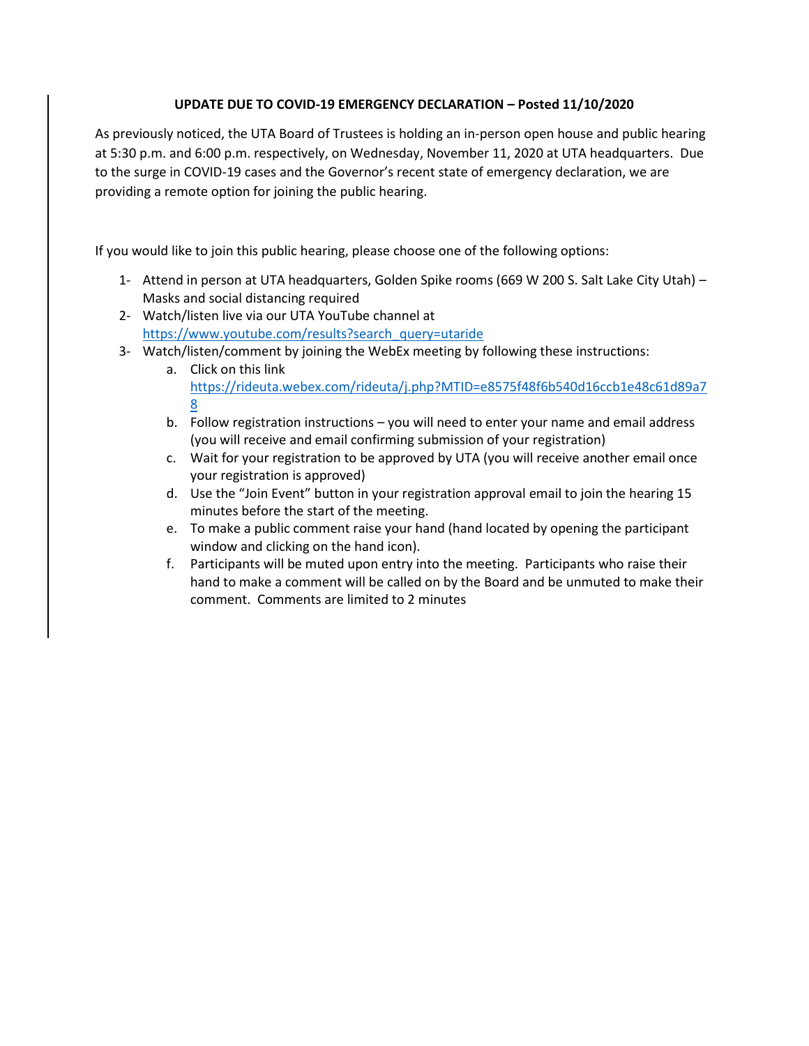**UPDATE DUE TO COVID-19 EMERGENCY DECLARATION – Posted 11/10/2020**

As previously noticed, the UTA Board of Trustees is holding an in-person open house and public hearing at 5:30 p.m. and 6:00 p.m. respectively, on Wednesday, November 11, 2020 at UTA headquarters. Due to the surge in COVID-19 cases and the Governor's recent state of emergency declaration, we are providing a remote option for joining the public hearing.

If you would like to join this public hearing, please choose one of the following options:

1- Attend in person at UTA headquarters, Golden Spike rooms (669 W 200 S. Salt Lake City Utah) – Masks and social distancing required

2- Watch/listen live via our UTA YouTube channel at https://www.youtube.com/results?search_query=utaride

3- Watch/listen/comment by joining the WebEx meeting by following these instructions:

   a. Click on this link https://rideuta.webex.com/rideuta/j.php?MTID=e8575f48f6b540d16ccb1e48c61d89a78
   b. Follow registration instructions – you will need to enter your name and email address (you will receive and email confirming submission of your registration)
   c. Wait for your registration to be approved by UTA (you will receive another email once your registration is approved)
   d. Use the "Join Event" button in your registration approval email to join the hearing 15 minutes before the start of the meeting.
   e. To make a public comment raise your hand (hand located by opening the participant window and clicking on the hand icon).
   f. Participants will be muted upon entry into the meeting. Participants who raise their hand to make a comment will be called on by the Board and be unmuted to make their comment. Comments are limited to 2 minutes